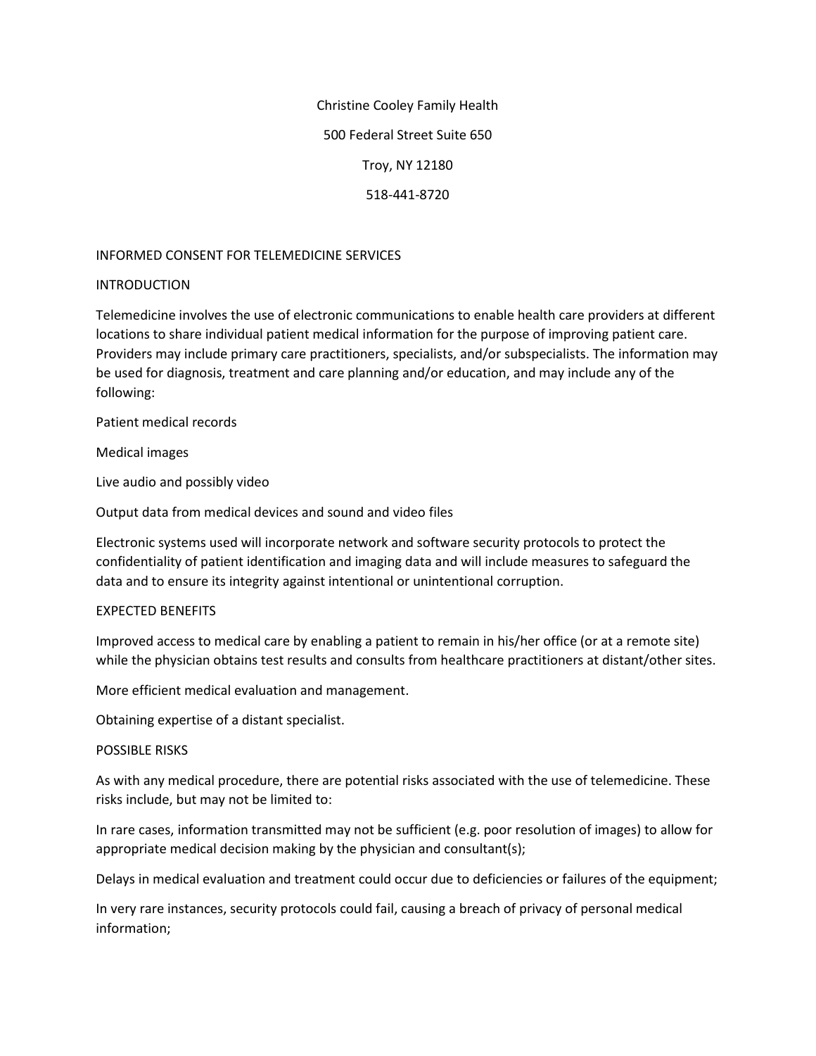Christine Cooley Family Health

500 Federal Street Suite 650

Troy, NY 12180

518-441-8720

## INFORMED CONSENT FOR TELEMEDICINE SERVICES

### INTRODUCTION

Telemedicine involves the use of electronic communications to enable health care providers at different locations to share individual patient medical information for the purpose of improving patient care. Providers may include primary care practitioners, specialists, and/or subspecialists. The information may be used for diagnosis, treatment and care planning and/or education, and may include any of the following:

Patient medical records

Medical images

Live audio and possibly video

Output data from medical devices and sound and video files

Electronic systems used will incorporate network and software security protocols to protect the confidentiality of patient identification and imaging data and will include measures to safeguard the data and to ensure its integrity against intentional or unintentional corruption.

### EXPECTED BENEFITS

Improved access to medical care by enabling a patient to remain in his/her office (or at a remote site) while the physician obtains test results and consults from healthcare practitioners at distant/other sites.

More efficient medical evaluation and management.

Obtaining expertise of a distant specialist.

### POSSIBLE RISKS

As with any medical procedure, there are potential risks associated with the use of telemedicine. These risks include, but may not be limited to:

In rare cases, information transmitted may not be sufficient (e.g. poor resolution of images) to allow for appropriate medical decision making by the physician and consultant(s);

Delays in medical evaluation and treatment could occur due to deficiencies or failures of the equipment;

In very rare instances, security protocols could fail, causing a breach of privacy of personal medical information;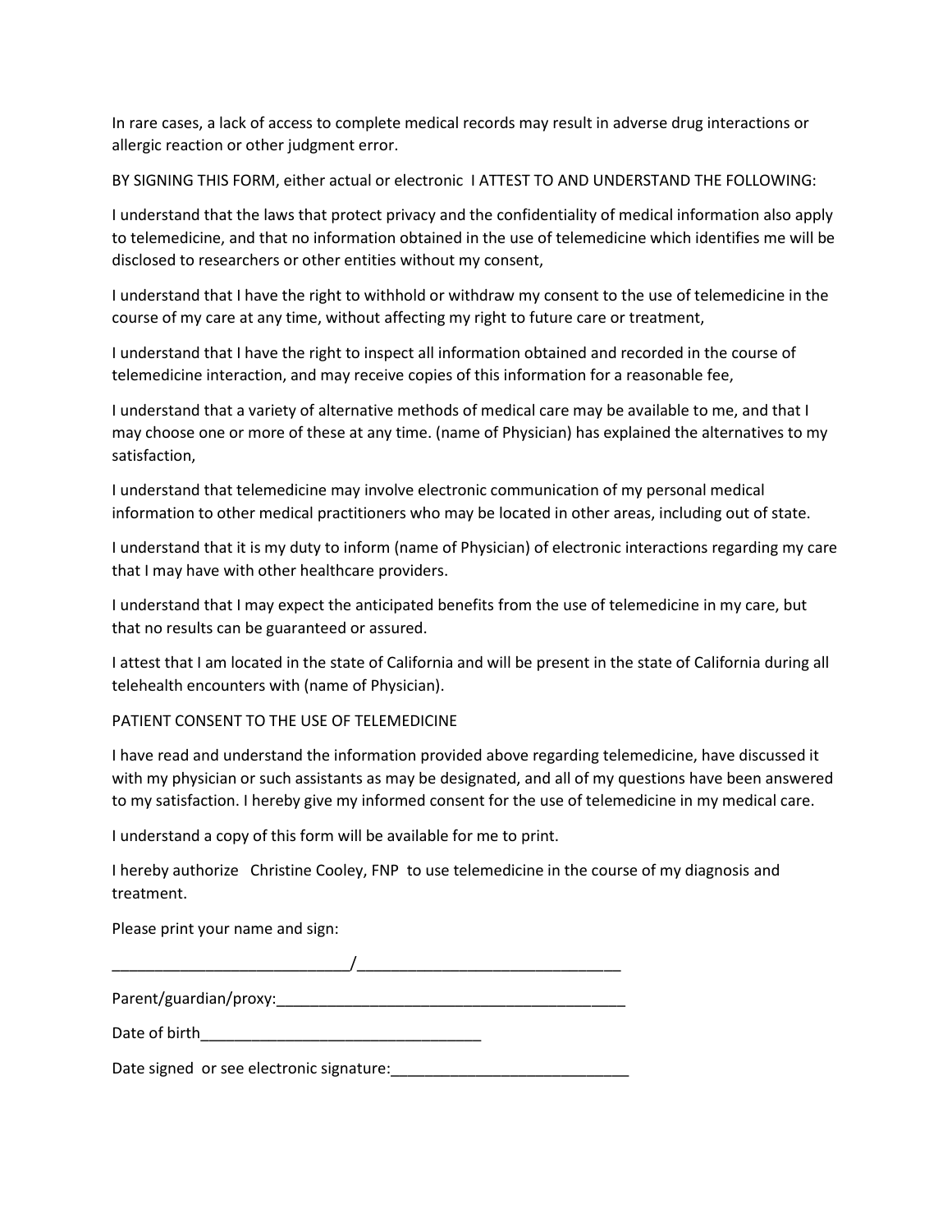In rare cases, a lack of access to complete medical records may result in adverse drug interactions or allergic reaction or other judgment error.

BY SIGNING THIS FORM, either actual or electronic I ATTEST TO AND UNDERSTAND THE FOLLOWING:

I understand that the laws that protect privacy and the confidentiality of medical information also apply to telemedicine, and that no information obtained in the use of telemedicine which identifies me will be disclosed to researchers or other entities without my consent,

I understand that I have the right to withhold or withdraw my consent to the use of telemedicine in the course of my care at any time, without affecting my right to future care or treatment,

I understand that I have the right to inspect all information obtained and recorded in the course of telemedicine interaction, and may receive copies of this information for a reasonable fee,

I understand that a variety of alternative methods of medical care may be available to me, and that I may choose one or more of these at any time. (name of Physician) has explained the alternatives to my satisfaction,

I understand that telemedicine may involve electronic communication of my personal medical information to other medical practitioners who may be located in other areas, including out of state.

I understand that it is my duty to inform (name of Physician) of electronic interactions regarding my care that I may have with other healthcare providers.

I understand that I may expect the anticipated benefits from the use of telemedicine in my care, but that no results can be guaranteed or assured.

I attest that I am located in the state of California and will be present in the state of California during all telehealth encounters with (name of Physician).

PATIENT CONSENT TO THE USE OF TELEMEDICINE

I have read and understand the information provided above regarding telemedicine, have discussed it with my physician or such assistants as may be designated, and all of my questions have been answered to my satisfaction. I hereby give my informed consent for the use of telemedicine in my medical care.

I understand a copy of this form will be available for me to print.

I hereby authorize Christine Cooley, FNP to use telemedicine in the course of my diagnosis and treatment.

Please print your name and sign:

____________________________/_______________________________

Parent/guardian/proxy:__________________________________________

Date of birth__________________________________

Date signed or see electronic signature:____________________________